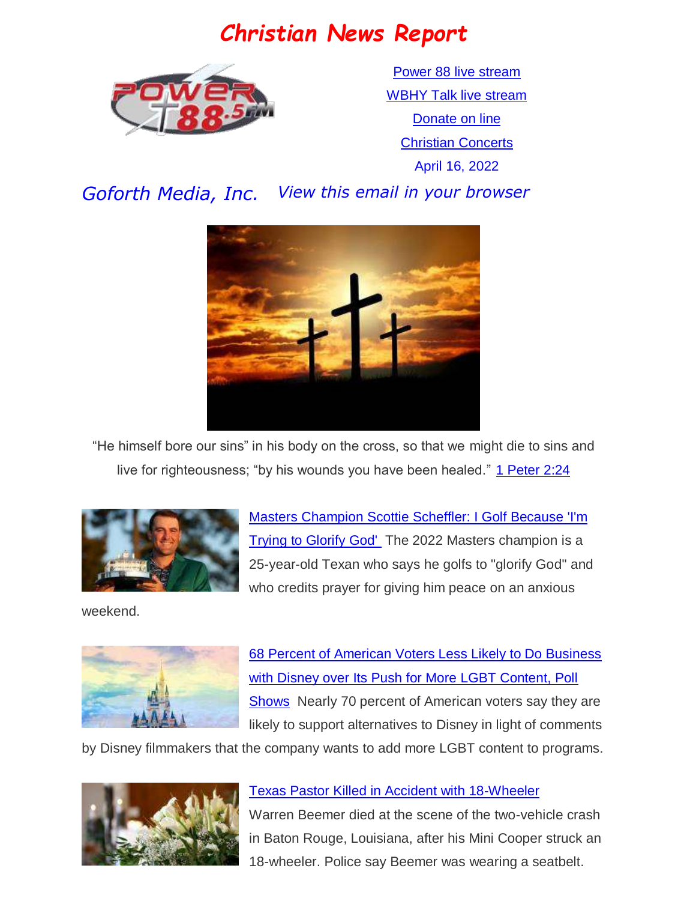# Christian News Report

Power 88 live stream

WBHY Talk live stream

Donate on line

Christian Concerts

April 16, 2022

*Goforth Media, Inc.* *View this email in your browser*

"He himself bore our sins" in his body on the cross, so that we might die to sins and live for righteousness; "by his wounds you have been healed." 1 Peter 2:24

**Masters Champion Scottie Scheffler: I Golf Because 'I'm Trying to Glorify God'** The 2022 Masters champion is a 25-year-old Texan who says he golfs to "glorify God" and who credits prayer for giving him peace on an anxious weekend.

**68 Percent of American Voters Less Likely to Do Business with Disney over Its Push for More LGBT Content, Poll Shows** Nearly 70 percent of American voters say they are likely to support alternatives to Disney in light of comments by Disney filmmakers that the company wants to add more LGBT content to programs.

**Texas Pastor Killed in Accident with 18-Wheeler** Warren Beemer died at the scene of the two-vehicle crash in Baton Rouge, Louisiana, after his Mini Cooper struck an 18-wheeler. Police say Beemer was wearing a seatbelt.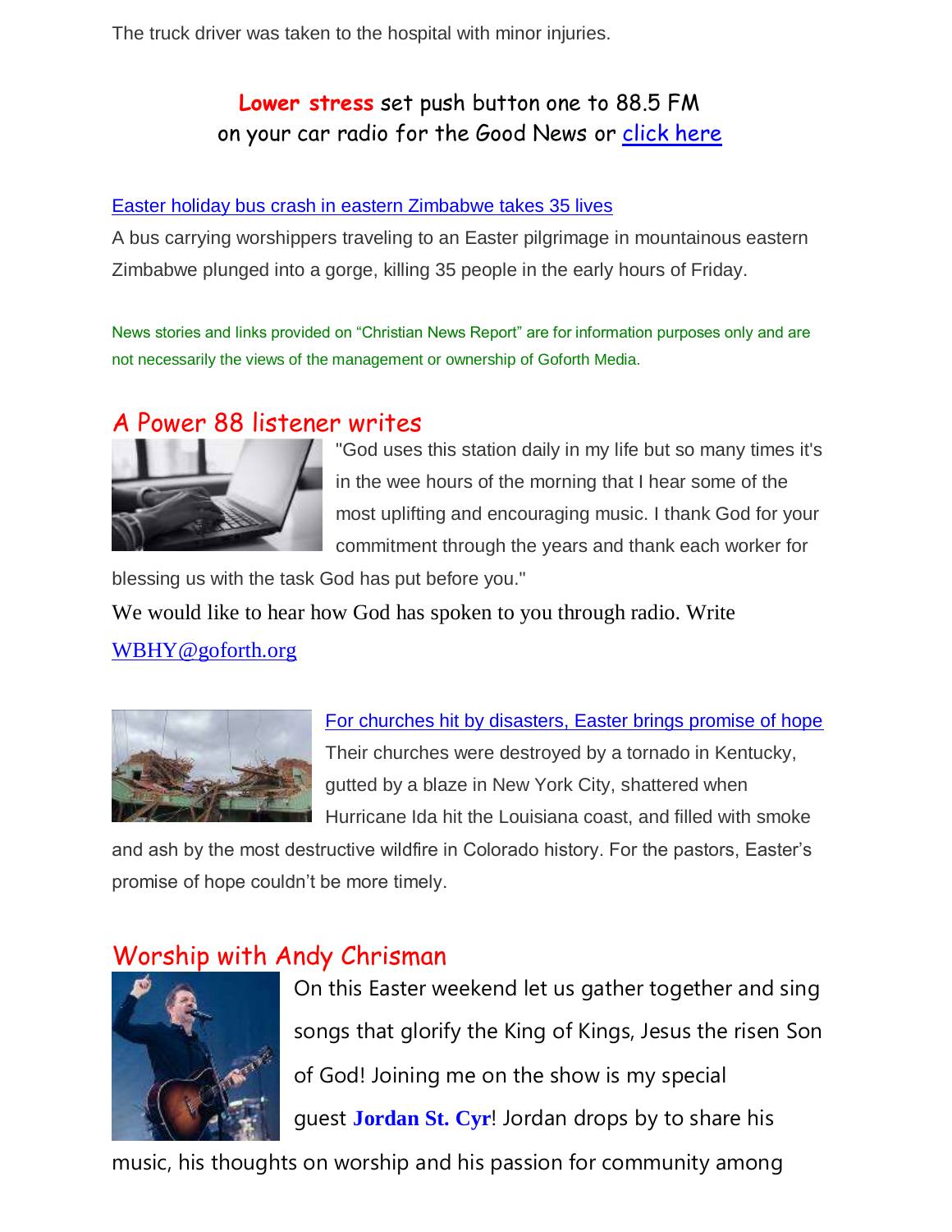The truck driver was taken to the hospital with minor injuries.

**Lower stress** set push button one to 88.5 FM on your car radio for the Good News or [click here]

[Easter holiday bus crash in eastern Zimbabwe takes 35 lives]

A bus carrying worshippers traveling to an Easter pilgrimage in mountainous eastern Zimbabwe plunged into a gorge, killing 35 people in the early hours of Friday.

News stories and links provided on "Christian News Report" are for information purposes only and are not necessarily the views of the management or ownership of Goforth Media.

## A Power 88 listener writes

"God uses this station daily in my life but so many times it's in the wee hours of the morning that I hear some of the most uplifting and encouraging music. I thank God for your commitment through the years and thank each worker for blessing us with the task God has put before you."

We would like to hear how God has spoken to you through radio. Write WBHY@goforth.org

[For churches hit by disasters, Easter brings promise of hope]

Their churches were destroyed by a tornado in Kentucky, gutted by a blaze in New York City, shattered when Hurricane Ida hit the Louisiana coast, and filled with smoke and ash by the most destructive wildfire in Colorado history. For the pastors, Easter's promise of hope couldn't be more timely.

## Worship with Andy Chrisman

On this Easter weekend let us gather together and sing songs that glorify the King of Kings, Jesus the risen Son of God! Joining me on the show is my special guest **Jordan St. Cyr**! Jordan drops by to share his music, his thoughts on worship and his passion for community among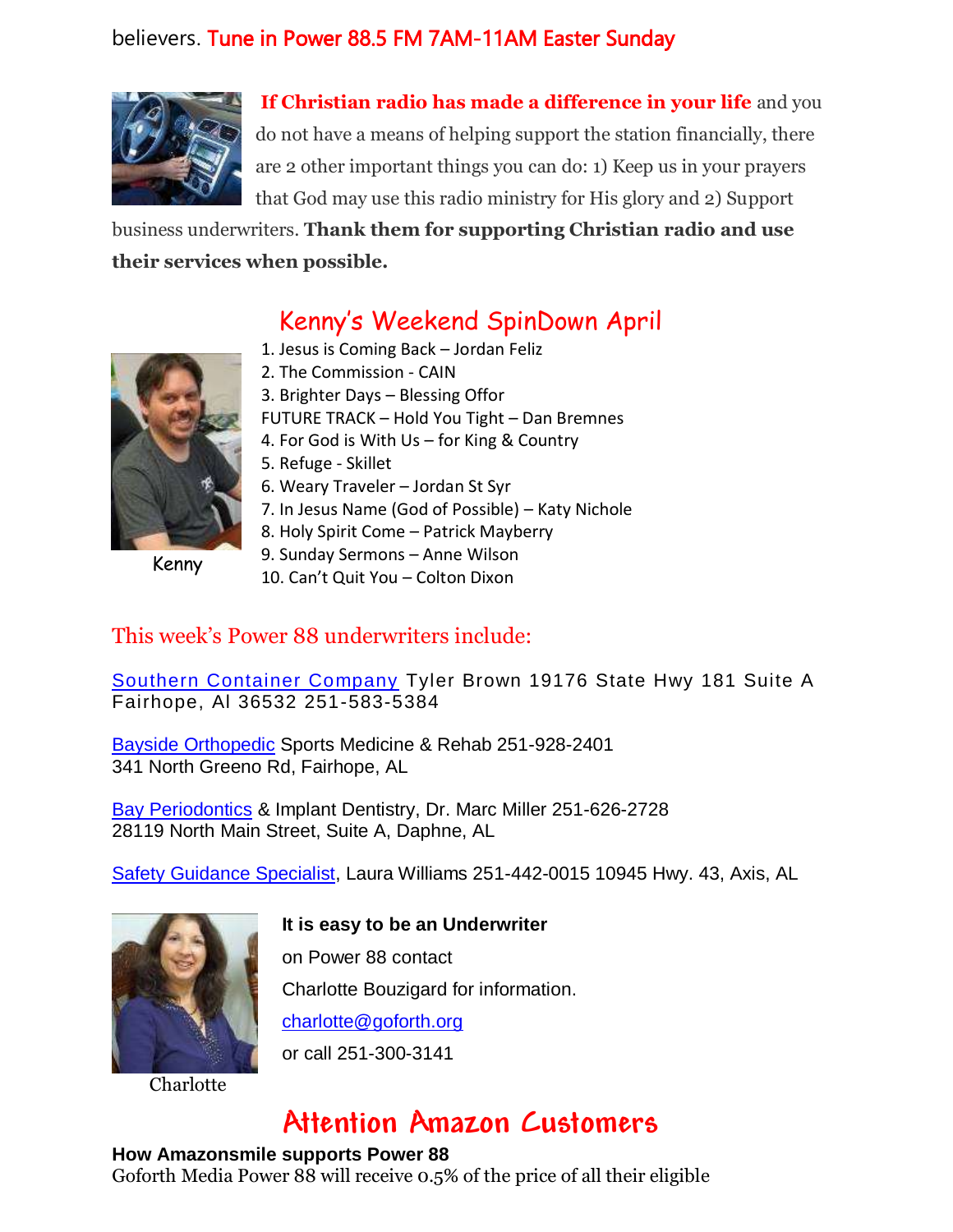believers. **Tune in Power 88.5 FM 7AM-11AM Easter Sunday**

**If Christian radio has made a difference in your life** and you do not have a means of helping support the station financially, there are 2 other important things you can do: 1) Keep us in your prayers that God may use this radio ministry for His glory and 2) Support business underwriters. **Thank them for supporting Christian radio and use their services when possible.**

## Kenny's Weekend SpinDown April

Kenny

1. Jesus is Coming Back – Jordan Feliz
2. The Commission - CAIN
3. Brighter Days – Blessing Offor

FUTURE TRACK – Hold You Tight – Dan Bremnes

4. For God is With Us – for King & Country
5. Refuge - Skillet
6. Weary Traveler – Jordan St Syr
7. In Jesus Name (God of Possible) – Katy Nichole
8. Holy Spirit Come – Patrick Mayberry
9. Sunday Sermons – Anne Wilson
10. Can't Quit You – Colton Dixon

### This week's Power 88 underwriters include:

Southern Container Company Tyler Brown 19176 State Hwy 181 Suite A Fairhope, Al 36532 251-583-5384

Bayside Orthopedic Sports Medicine & Rehab 251-928-2401
341 North Greeno Rd, Fairhope, AL

Bay Periodontics & Implant Dentistry, Dr. Marc Miller 251-626-2728
28119 North Main Street, Suite A, Daphne, AL

Safety Guidance Specialist, Laura Williams 251-442-0015 10945 Hwy. 43, Axis, AL

**It is easy to be an Underwriter**
on Power 88 contact
Charlotte Bouzigard for information.
charlotte@goforth.org
or call 251-300-3141

Charlotte

## Attention Amazon Customers

**How Amazonsmile supports Power 88**
Goforth Media Power 88 will receive 0.5% of the price of all their eligible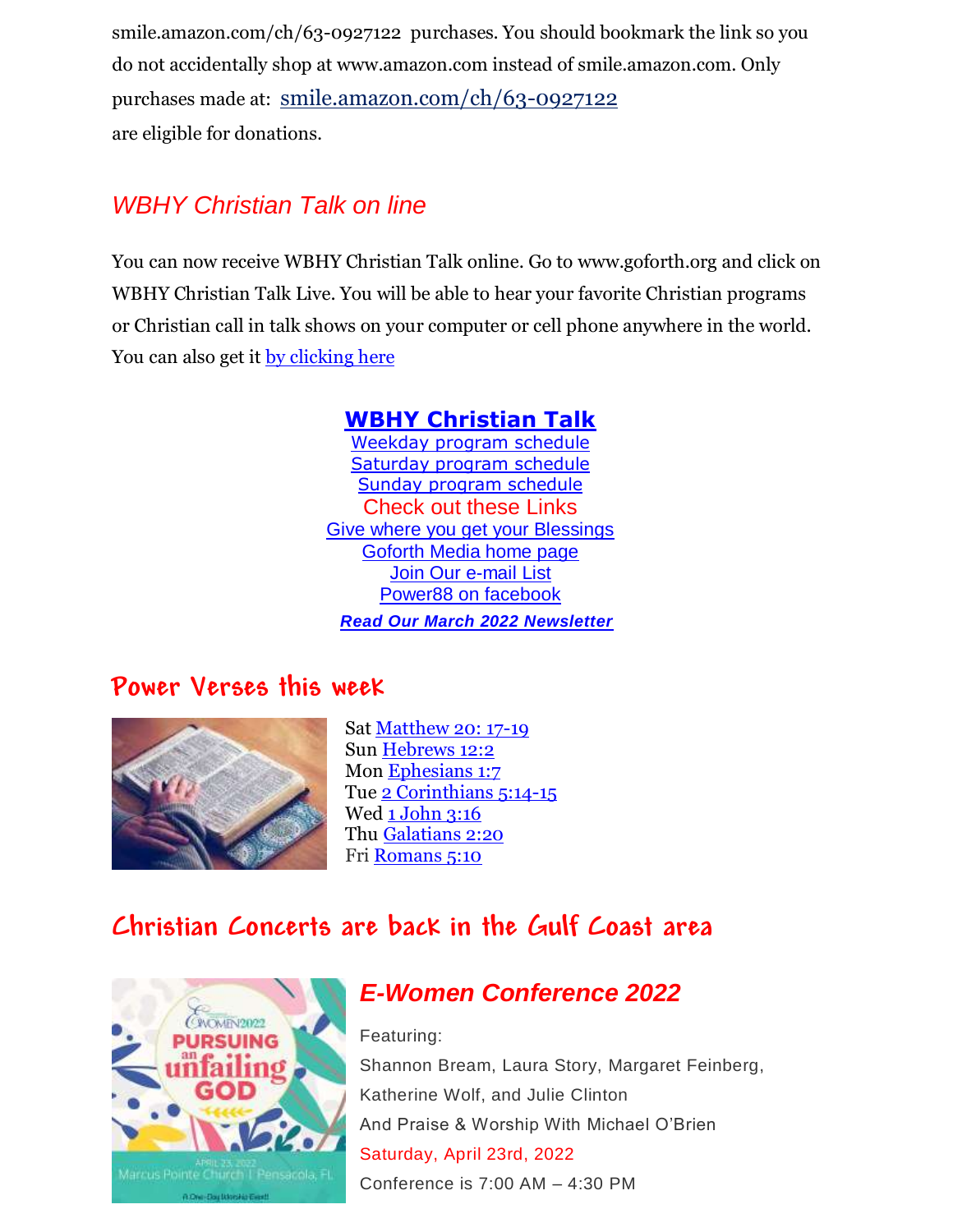smile.amazon.com/ch/63-0927122 purchases. You should bookmark the link so you do not accidentally shop at www.amazon.com instead of smile.amazon.com. Only purchases made at: smile.amazon.com/ch/63-0927122 are eligible for donations.

## *WBHY Christian Talk on line*

You can now receive WBHY Christian Talk online. Go to www.goforth.org and click on WBHY Christian Talk Live. You will be able to hear your favorite Christian programs or Christian call in talk shows on your computer or cell phone anywhere in the world. You can also get it by clicking here

**WBHY Christian Talk**

Weekday program schedule

Saturday program schedule

Sunday program schedule

Check out these Links

Give where you get your Blessings

Goforth Media home page

Join Our e-mail List

Power88 on facebook

***Read Our March 2022 Newsletter***

## Power Verses this week

Sat Matthew 20: 17-19

Sun Hebrews 12:2

Mon Ephesians 1:7

Tue 2 Corinthians 5:14-15

Wed 1 John 3:16

Thu Galatians 2:20

Fri Romans 5:10

## Christian Concerts are back in the Gulf Coast area

### *E-Women Conference 2022*

Featuring:

Shannon Bream, Laura Story, Margaret Feinberg, Katherine Wolf, and Julie Clinton

And Praise & Worship With Michael O'Brien

Saturday, April 23rd, 2022

Conference is 7:00 AM – 4:30 PM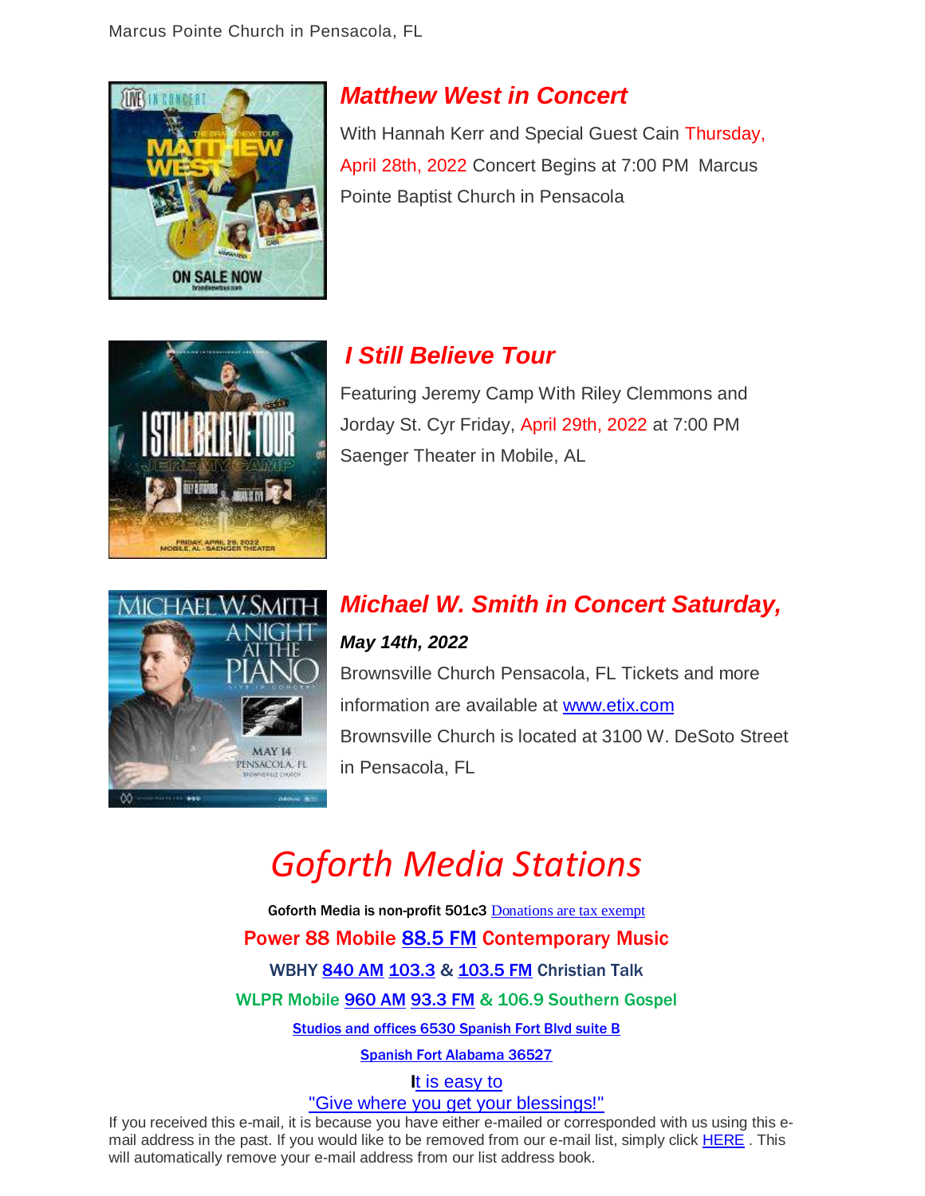Marcus Pointe Church in Pensacola, FL

### *Matthew West in Concert*

With Hannah Kerr and Special Guest Cain Thursday, April 28th, 2022 Concert Begins at 7:00 PM Marcus Pointe Baptist Church in Pensacola

### *I Still Believe Tour*

Featuring Jeremy Camp With Riley Clemmons and Jorday St. Cyr Friday, April 29th, 2022 at 7:00 PM Saenger Theater in Mobile, AL

### *Michael W. Smith in Concert Saturday,*

***May 14th, 2022***

Brownsville Church Pensacola, FL Tickets and more information are available at www.etix.com

Brownsville Church is located at 3100 W. DeSoto Street in Pensacola, FL

# *Goforth Media Stations*

**Goforth Media is non-profit 501c3** Donations are tax exempt

**Power 88 Mobile 88.5 FM Contemporary Music**

**WBHY 840 AM 103.3 & 103.5 FM Christian Talk**

**WLPR Mobile 960 AM 93.3 FM & 106.9 Southern Gospel**

**Studios and offices 6530 Spanish Fort Blvd suite B**

**Spanish Fort Alabama 36527**

It is easy to

"Give where you get your blessings!"

If you received this e-mail, it is because you have either e-mailed or corresponded with us using this e-mail address in the past. If you would like to be removed from our e-mail list, simply click HERE . This will automatically remove your e-mail address from our list address book.